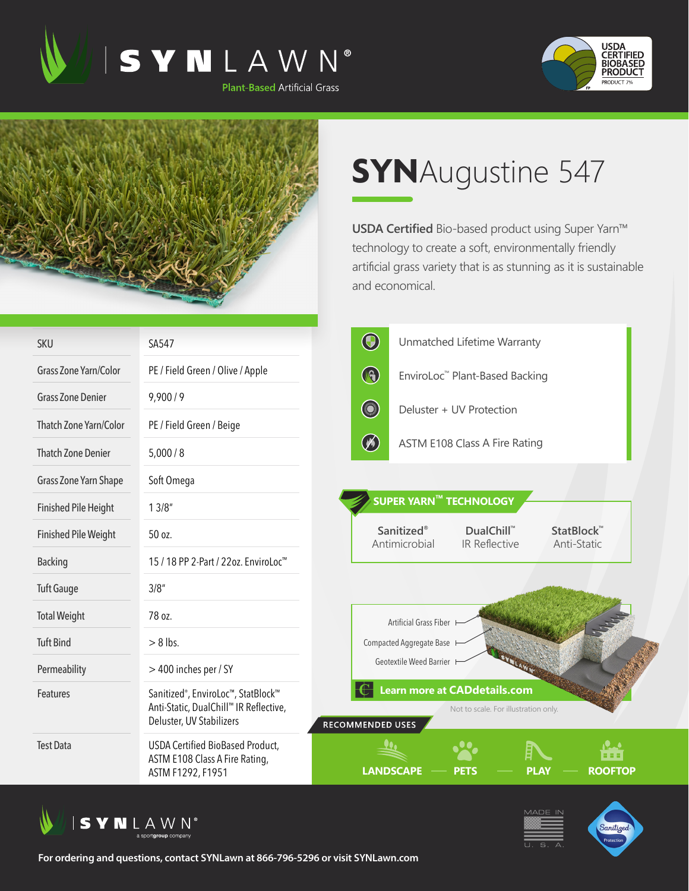# SYNLAWN®

Plant-Based Artificial Grass

USDA CERTIFIED BIOBASED PRODUCT
PRODUCT 7%

## SYNAugustine 547

**USDA Certified** Bio-based product using Super Yarn™ technology to create a soft, environmentally friendly artificial grass variety that is as stunning as it is sustainable and economical.

| | |
|---|---|
| SKU | SA547 |
| Grass Zone Yarn/Color | PE / Field Green / Olive / Apple |
| Grass Zone Denier | 9,900 / 9 |
| Thatch Zone Yarn/Color | PE / Field Green / Beige |
| Thatch Zone Denier | 5,000 / 8 |
| Grass Zone Yarn Shape | Soft Omega |
| Finished Pile Height | 1 3/8" |
| Finished Pile Weight | 50 oz. |
| Backing | 15 / 18 PP 2-Part / 22oz. EnviroLoc™ |
| Tuft Gauge | 3/8" |
| Total Weight | 78 oz. |
| Tuft Bind | > 8 lbs. |
| Permeability | > 400 inches per / SY |
| Features | Sanitized®, EnviroLoc™, StatBlock™ Anti-Static, DualChill™ IR Reflective, Deluster, UV Stabilizers |
| Test Data | USDA Certified BioBased Product, ASTM E108 Class A Fire Rating, ASTM F1292, F1951 |

- Unmatched Lifetime Warranty
- EnviroLoc™ Plant-Based Backing
- Deluster + UV Protection
- ASTM E108 Class A Fire Rating

### SUPER YARN™ TECHNOLOGY

- Sanitized® Antimicrobial
- DualChill™ IR Reflective
- StatBlock™ Anti-Static

Artificial Grass Fiber
Compacted Aggregate Base
Geotextile Weed Barrier

Learn more at CADdetails.com

Not to scale. For illustration only.

### RECOMMENDED USES

LANDSCAPE — PETS — PLAY — ROOFTOP

SYNLAWN® a sportgroup company

MADE IN U. S. A.

Sanitized Protection

For ordering and questions, contact SYNLawn at 866-796-5296 or visit SYNLawn.com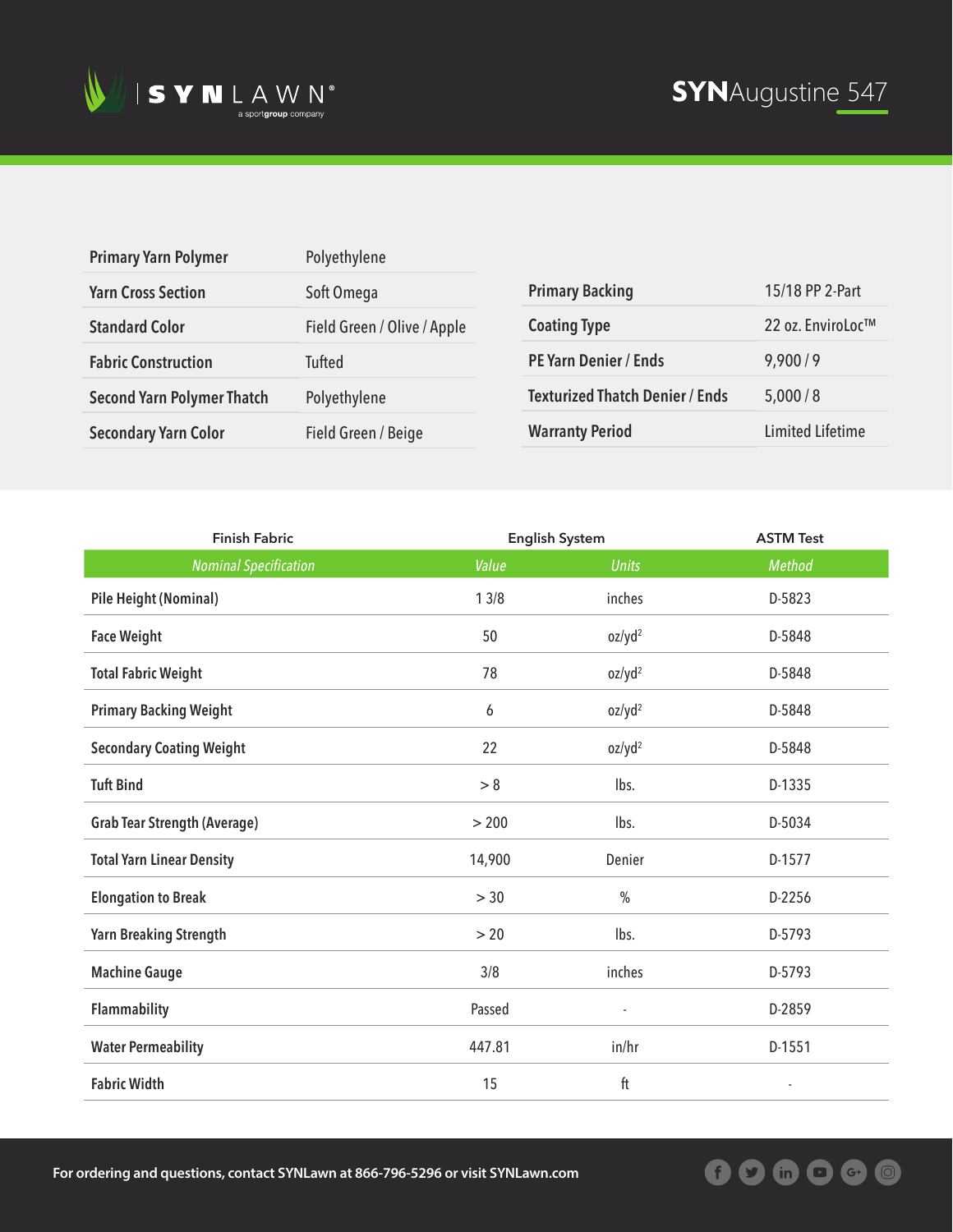SYNLAWN® a sportgroup company

# SYNAugustine 547

| | |
|---|---|
| Primary Yarn Polymer | Polyethylene |
| Yarn Cross Section | Soft Omega |
| Standard Color | Field Green / Olive / Apple |
| Fabric Construction | Tufted |
| Second Yarn Polymer Thatch | Polyethylene |
| Secondary Yarn Color | Field Green / Beige |

| | |
|---|---|
| Primary Backing | 15/18 PP 2-Part |
| Coating Type | 22 oz. EnviroLoc™ |
| PE Yarn Denier / Ends | 9,900 / 9 |
| Texturized Thatch Denier / Ends | 5,000 / 8 |
| Warranty Period | Limited Lifetime |

| Finish Fabric | English System | | ASTM Test |
|---|---|---|---|
| *Nominal Specification* | *Value* | *Units* | *Method* |
| Pile Height (Nominal) | 1 3/8 | inches | D-5823 |
| Face Weight | 50 | $oz/yd^2$ | D-5848 |
| Total Fabric Weight | 78 | $oz/yd^2$ | D-5848 |
| Primary Backing Weight | 6 | $oz/yd^2$ | D-5848 |
| Secondary Coating Weight | 22 | $oz/yd^2$ | D-5848 |
| Tuft Bind | > 8 | lbs. | D-1335 |
| Grab Tear Strength (Average) | > 200 | lbs. | D-5034 |
| Total Yarn Linear Density | 14,900 | Denier | D-1577 |
| Elongation to Break | > 30 | % | D-2256 |
| Yarn Breaking Strength | > 20 | lbs. | D-5793 |
| Machine Gauge | 3/8 | inches | D-5793 |
| Flammability | Passed | - | D-2859 |
| Water Permeability | 447.81 | in/hr | D-1551 |
| Fabric Width | 15 | ft | - |

For ordering and questions, contact SYNLawn at 866-796-5296 or visit SYNLawn.com